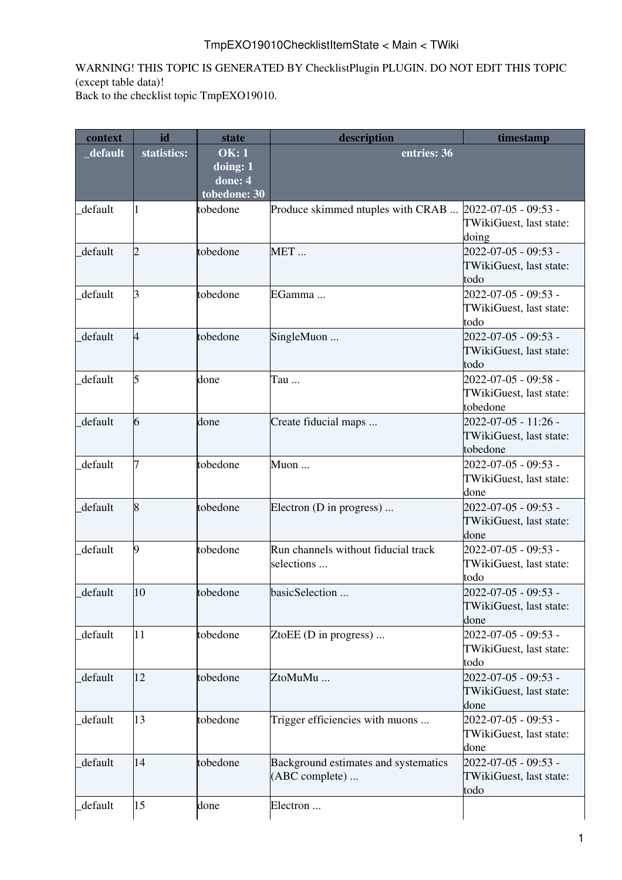# TmpEXO19010ChecklistItemState < Main < TWiki

WARNING! THIS TOPIC IS GENERATED BY ChecklistPlugin PLUGIN. DO NOT EDIT THIS TOPIC (except table data)!
Back to the checklist topic TmpEXO19010.

| context | id | state | description | timestamp |
|---|---|---|---|---|
| **_default** | **statistics:** | **OK: 1 doing: 1 done: 4 tobedone: 30** | **entries: 36** | |
| _default | 1 | tobedone | Produce skimmed ntuples with CRAB ... | 2022-07-05 - 09:53 - TWikiGuest, last state: doing |
| _default | 2 | tobedone | MET ... | 2022-07-05 - 09:53 - TWikiGuest, last state: todo |
| _default | 3 | tobedone | EGamma ... | 2022-07-05 - 09:53 - TWikiGuest, last state: todo |
| _default | 4 | tobedone | SingleMuon ... | 2022-07-05 - 09:53 - TWikiGuest, last state: todo |
| _default | 5 | done | Tau ... | 2022-07-05 - 09:58 - TWikiGuest, last state: tobedone |
| _default | 6 | done | Create fiducial maps ... | 2022-07-05 - 11:26 - TWikiGuest, last state: tobedone |
| _default | 7 | tobedone | Muon ... | 2022-07-05 - 09:53 - TWikiGuest, last state: done |
| _default | 8 | tobedone | Electron (D in progress) ... | 2022-07-05 - 09:53 - TWikiGuest, last state: done |
| _default | 9 | tobedone | Run channels without fiducial track selections ... | 2022-07-05 - 09:53 - TWikiGuest, last state: todo |
| _default | 10 | tobedone | basicSelection ... | 2022-07-05 - 09:53 - TWikiGuest, last state: done |
| _default | 11 | tobedone | ZtoEE (D in progress) ... | 2022-07-05 - 09:53 - TWikiGuest, last state: todo |
| _default | 12 | tobedone | ZtoMuMu ... | 2022-07-05 - 09:53 - TWikiGuest, last state: done |
| _default | 13 | tobedone | Trigger efficiencies with muons ... | 2022-07-05 - 09:53 - TWikiGuest, last state: done |
| _default | 14 | tobedone | Background estimates and systematics (ABC complete) ... | 2022-07-05 - 09:53 - TWikiGuest, last state: todo |
| _default | 15 | done | Electron ... | |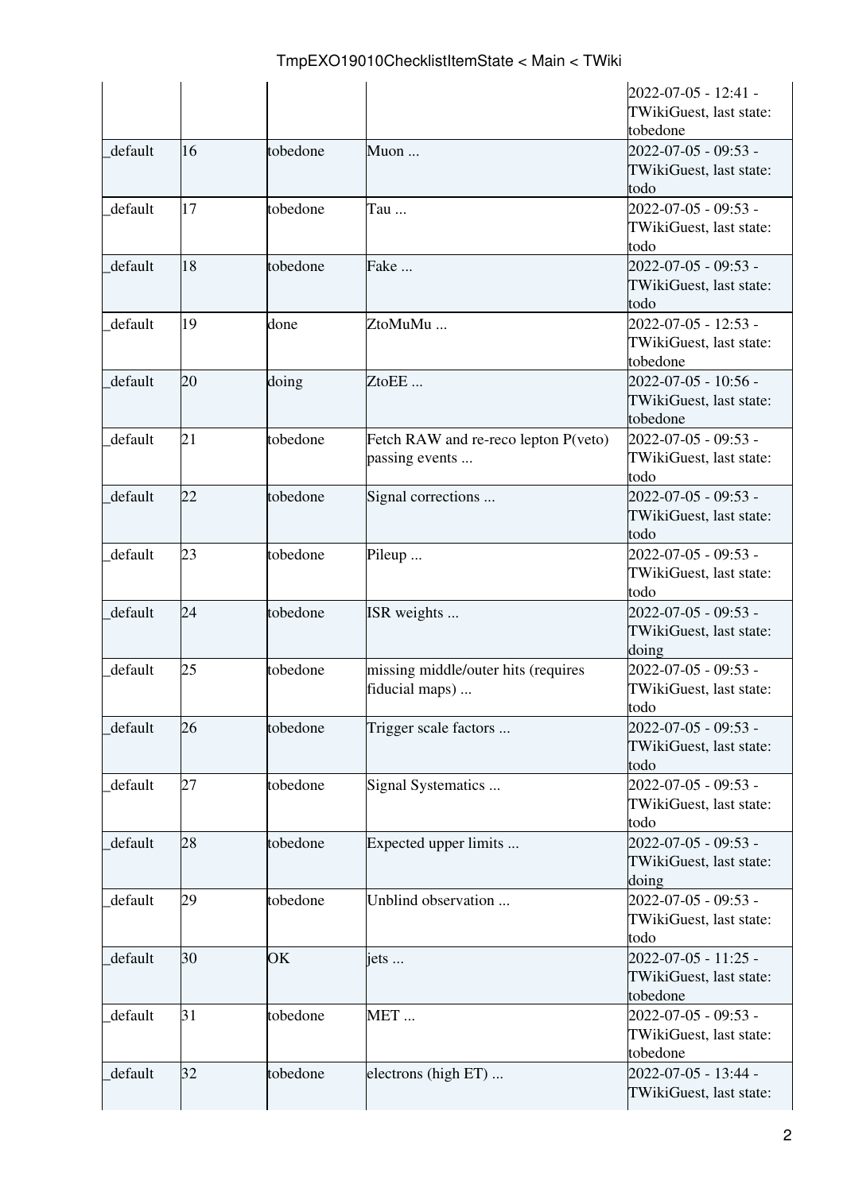| | | | | |
|---|---|---|---|---|
| | | | | 2022-07-05 - 12:41 - TWikiGuest, last state: tobedone |
| _default | 16 | tobedone | Muon ... | 2022-07-05 - 09:53 - TWikiGuest, last state: todo |
| _default | 17 | tobedone | Tau ... | 2022-07-05 - 09:53 - TWikiGuest, last state: todo |
| _default | 18 | tobedone | Fake ... | 2022-07-05 - 09:53 - TWikiGuest, last state: todo |
| _default | 19 | done | ZtoMuMu ... | 2022-07-05 - 12:53 - TWikiGuest, last state: tobedone |
| _default | 20 | doing | ZtoEE ... | 2022-07-05 - 10:56 - TWikiGuest, last state: tobedone |
| _default | 21 | tobedone | Fetch RAW and re-reco lepton P(veto) passing events ... | 2022-07-05 - 09:53 - TWikiGuest, last state: todo |
| _default | 22 | tobedone | Signal corrections ... | 2022-07-05 - 09:53 - TWikiGuest, last state: todo |
| _default | 23 | tobedone | Pileup ... | 2022-07-05 - 09:53 - TWikiGuest, last state: todo |
| _default | 24 | tobedone | ISR weights ... | 2022-07-05 - 09:53 - TWikiGuest, last state: doing |
| _default | 25 | tobedone | missing middle/outer hits (requires fiducial maps) ... | 2022-07-05 - 09:53 - TWikiGuest, last state: todo |
| _default | 26 | tobedone | Trigger scale factors ... | 2022-07-05 - 09:53 - TWikiGuest, last state: todo |
| _default | 27 | tobedone | Signal Systematics ... | 2022-07-05 - 09:53 - TWikiGuest, last state: todo |
| _default | 28 | tobedone | Expected upper limits ... | 2022-07-05 - 09:53 - TWikiGuest, last state: doing |
| _default | 29 | tobedone | Unblind observation ... | 2022-07-05 - 09:53 - TWikiGuest, last state: todo |
| _default | 30 | OK | jets ... | 2022-07-05 - 11:25 - TWikiGuest, last state: tobedone |
| _default | 31 | tobedone | MET ... | 2022-07-05 - 09:53 - TWikiGuest, last state: tobedone |
| _default | 32 | tobedone | electrons (high ET) ... | 2022-07-05 - 13:44 - TWikiGuest, last state: |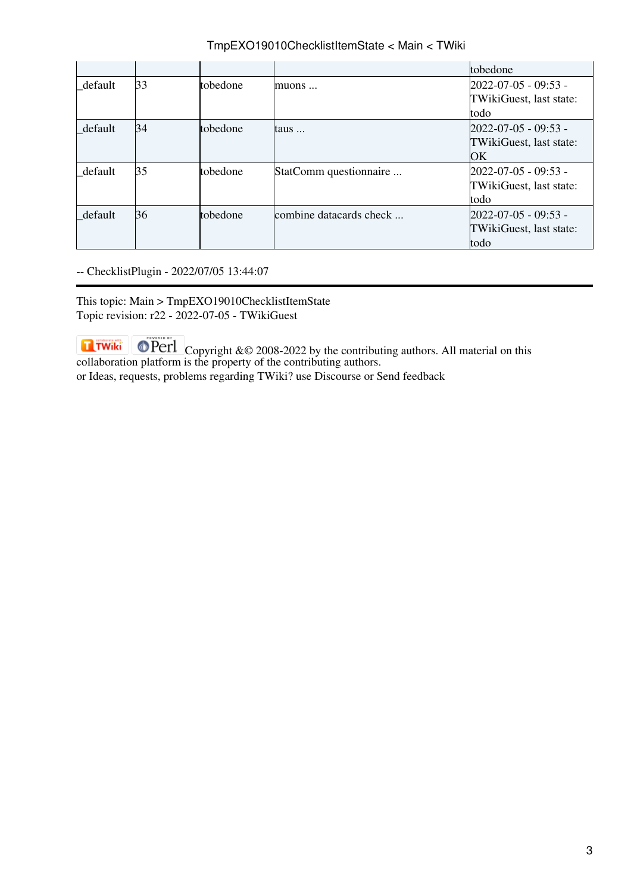| | | | | |
|---|---|---|---|---|
| | | | | tobedone |
| _default | 33 | tobedone | muons ... | 2022-07-05 - 09:53 - TWikiGuest, last state: todo |
| _default | 34 | tobedone | taus ... | 2022-07-05 - 09:53 - TWikiGuest, last state: OK |
| _default | 35 | tobedone | StatComm questionnaire ... | 2022-07-05 - 09:53 - TWikiGuest, last state: todo |
| _default | 36 | tobedone | combine datacards check ... | 2022-07-05 - 09:53 - TWikiGuest, last state: todo |

-- ChecklistPlugin - 2022/07/05 13:44:07

---

This topic: Main > TmpEXO19010ChecklistItemState
Topic revision: r22 - 2022-07-05 - TWikiGuest

Copyright &© 2008-2022 by the contributing authors. All material on this collaboration platform is the property of the contributing authors.
or Ideas, requests, problems regarding TWiki? use Discourse or Send feedback